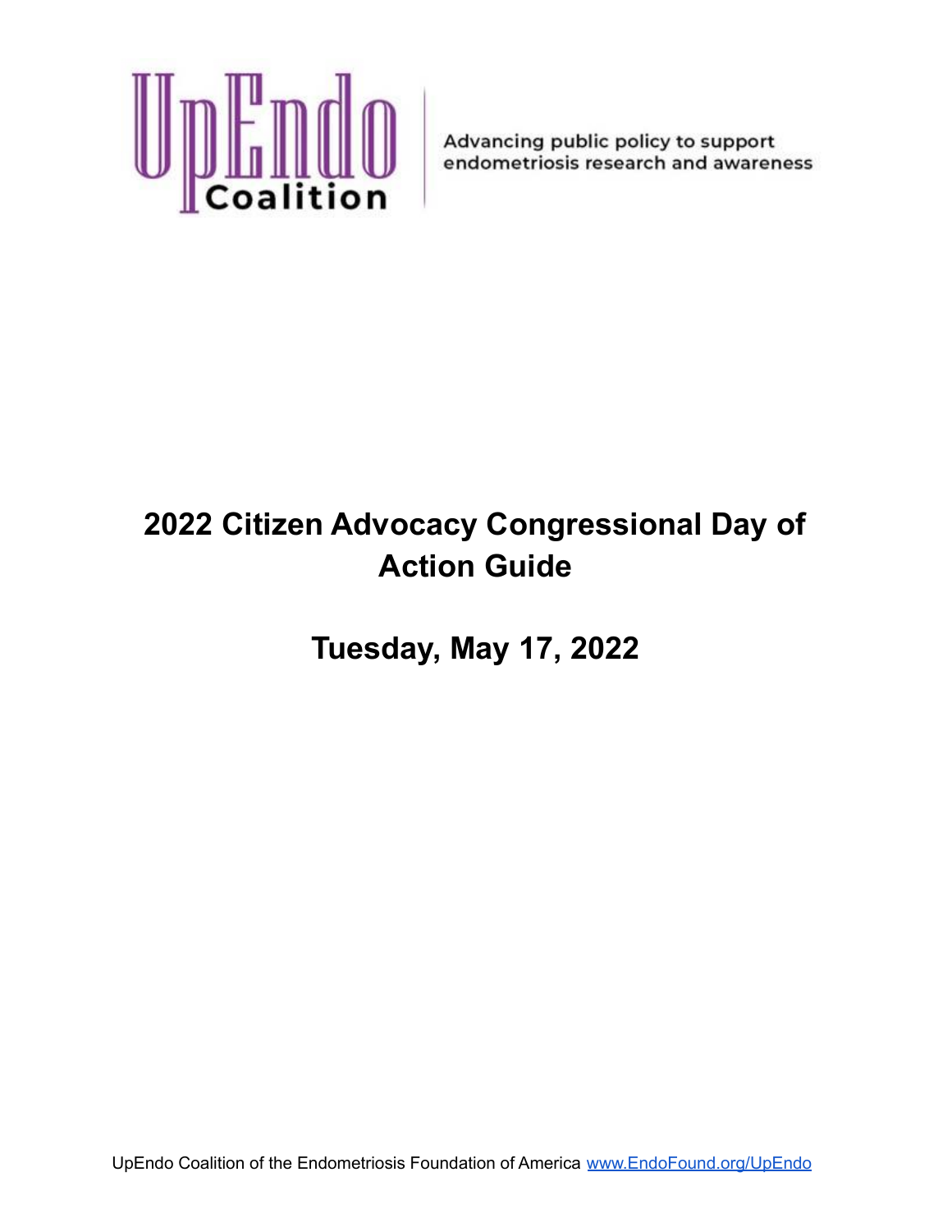UpEndo Coalition

Advancing public policy to support endometriosis research and awareness

# 2022 Citizen Advocacy Congressional Day of Action Guide

## Tuesday, May 17, 2022

UpEndo Coalition of the Endometriosis Foundation of America [www.EndoFound.org/UpEndo](http://www.EndoFound.org/UpEndo)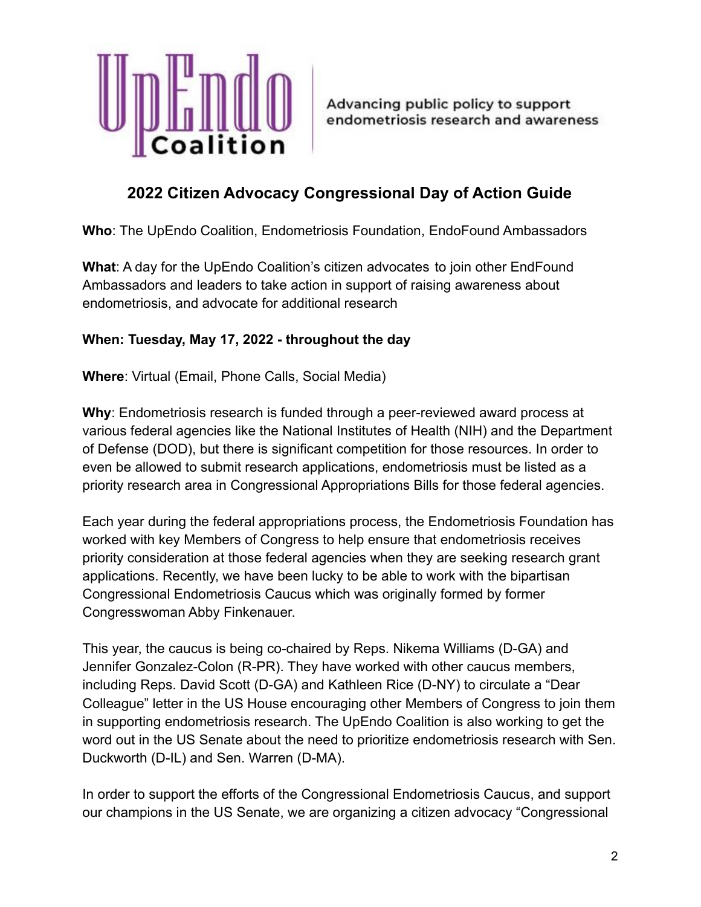UpEndo Coalition

Advancing public policy to support endometriosis research and awareness

## 2022 Citizen Advocacy Congressional Day of Action Guide

**Who**: The UpEndo Coalition, Endometriosis Foundation, EndoFound Ambassadors

**What**: A day for the UpEndo Coalition's citizen advocates to join other EndFound Ambassadors and leaders to take action in support of raising awareness about endometriosis, and advocate for additional research

**When: Tuesday, May 17, 2022 - throughout the day**

**Where**: Virtual (Email, Phone Calls, Social Media)

**Why**: Endometriosis research is funded through a peer-reviewed award process at various federal agencies like the National Institutes of Health (NIH) and the Department of Defense (DOD), but there is significant competition for those resources. In order to even be allowed to submit research applications, endometriosis must be listed as a priority research area in Congressional Appropriations Bills for those federal agencies.

Each year during the federal appropriations process, the Endometriosis Foundation has worked with key Members of Congress to help ensure that endometriosis receives priority consideration at those federal agencies when they are seeking research grant applications. Recently, we have been lucky to be able to work with the bipartisan Congressional Endometriosis Caucus which was originally formed by former Congresswoman Abby Finkenauer.

This year, the caucus is being co-chaired by Reps. Nikema Williams (D-GA) and Jennifer Gonzalez-Colon (R-PR). They have worked with other caucus members, including Reps. David Scott (D-GA) and Kathleen Rice (D-NY) to circulate a "Dear Colleague" letter in the US House encouraging other Members of Congress to join them in supporting endometriosis research. The UpEndo Coalition is also working to get the word out in the US Senate about the need to prioritize endometriosis research with Sen. Duckworth (D-IL) and Sen. Warren (D-MA).

In order to support the efforts of the Congressional Endometriosis Caucus, and support our champions in the US Senate, we are organizing a citizen advocacy "Congressional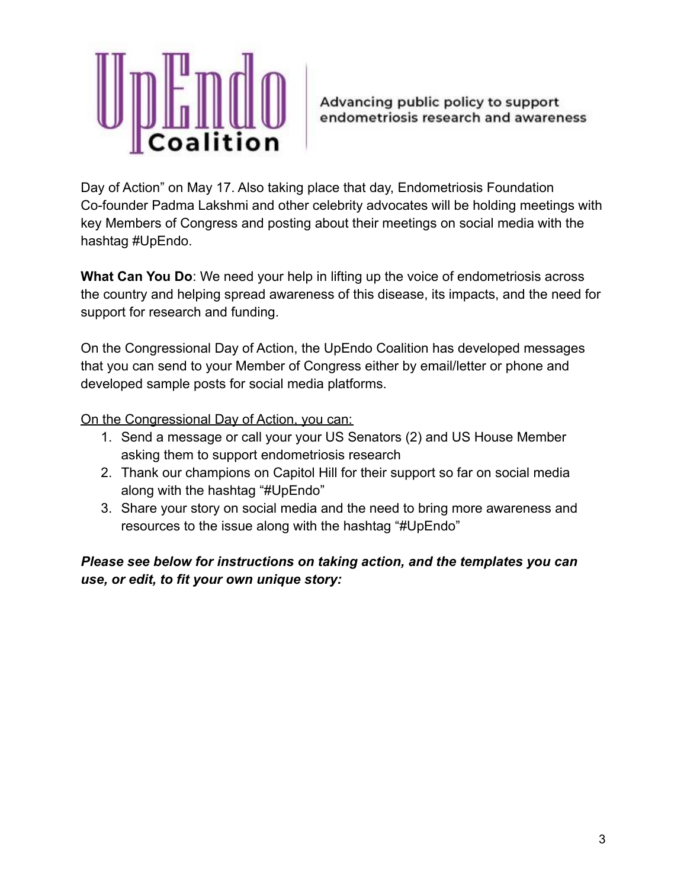UpEndo Coalition

Advancing public policy to support endometriosis research and awareness

Day of Action" on May 17. Also taking place that day, Endometriosis Foundation Co-founder Padma Lakshmi and other celebrity advocates will be holding meetings with key Members of Congress and posting about their meetings on social media with the hashtag #UpEndo.

**What Can You Do**: We need your help in lifting up the voice of endometriosis across the country and helping spread awareness of this disease, its impacts, and the need for support for research and funding.

On the Congressional Day of Action, the UpEndo Coalition has developed messages that you can send to your Member of Congress either by email/letter or phone and developed sample posts for social media platforms.

<u>On the Congressional Day of Action, you can:</u>

1. Send a message or call your your US Senators (2) and US House Member asking them to support endometriosis research
2. Thank our champions on Capitol Hill for their support so far on social media along with the hashtag "#UpEndo"
3. Share your story on social media and the need to bring more awareness and resources to the issue along with the hashtag "#UpEndo"

***Please see below for instructions on taking action, and the templates you can use, or edit, to fit your own unique story:***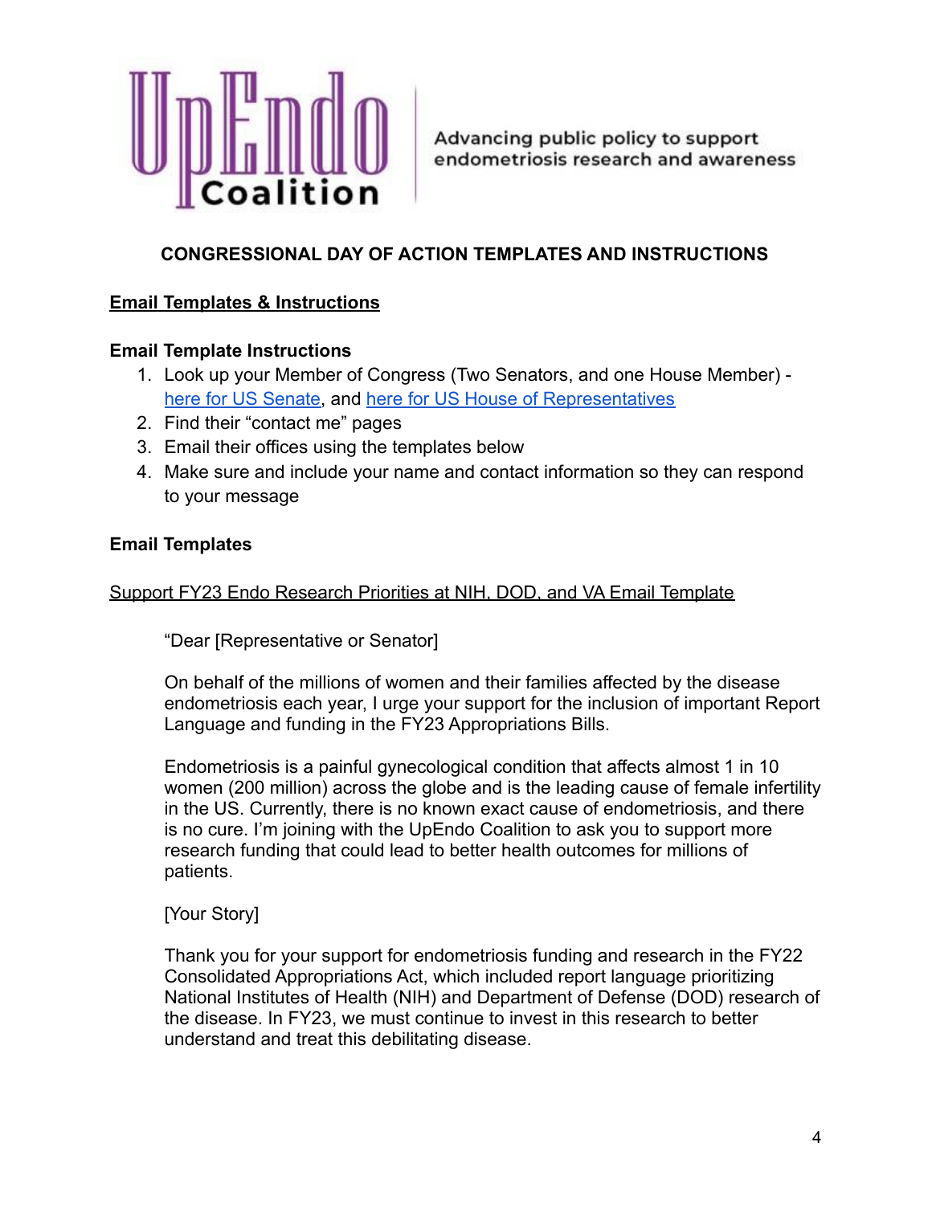UpEndo Coalition | Advancing public policy to support endometriosis research and awareness

# CONGRESSIONAL DAY OF ACTION TEMPLATES AND INSTRUCTIONS

## Email Templates & Instructions

### Email Template Instructions

1. Look up your Member of Congress (Two Senators, and one House Member) - here for US Senate, and here for US House of Representatives
2. Find their "contact me" pages
3. Email their offices using the templates below
4. Make sure and include your name and contact information so they can respond to your message

### Email Templates

Support FY23 Endo Research Priorities at NIH, DOD, and VA Email Template

> "Dear [Representative or Senator]
>
> On behalf of the millions of women and their families affected by the disease endometriosis each year, I urge your support for the inclusion of important Report Language and funding in the FY23 Appropriations Bills.
>
> Endometriosis is a painful gynecological condition that affects almost 1 in 10 women (200 million) across the globe and is the leading cause of female infertility in the US. Currently, there is no known exact cause of endometriosis, and there is no cure. I'm joining with the UpEndo Coalition to ask you to support more research funding that could lead to better health outcomes for millions of patients.
>
> [Your Story]
>
> Thank you for your support for endometriosis funding and research in the FY22 Consolidated Appropriations Act, which included report language prioritizing National Institutes of Health (NIH) and Department of Defense (DOD) research of the disease. In FY23, we must continue to invest in this research to better understand and treat this debilitating disease.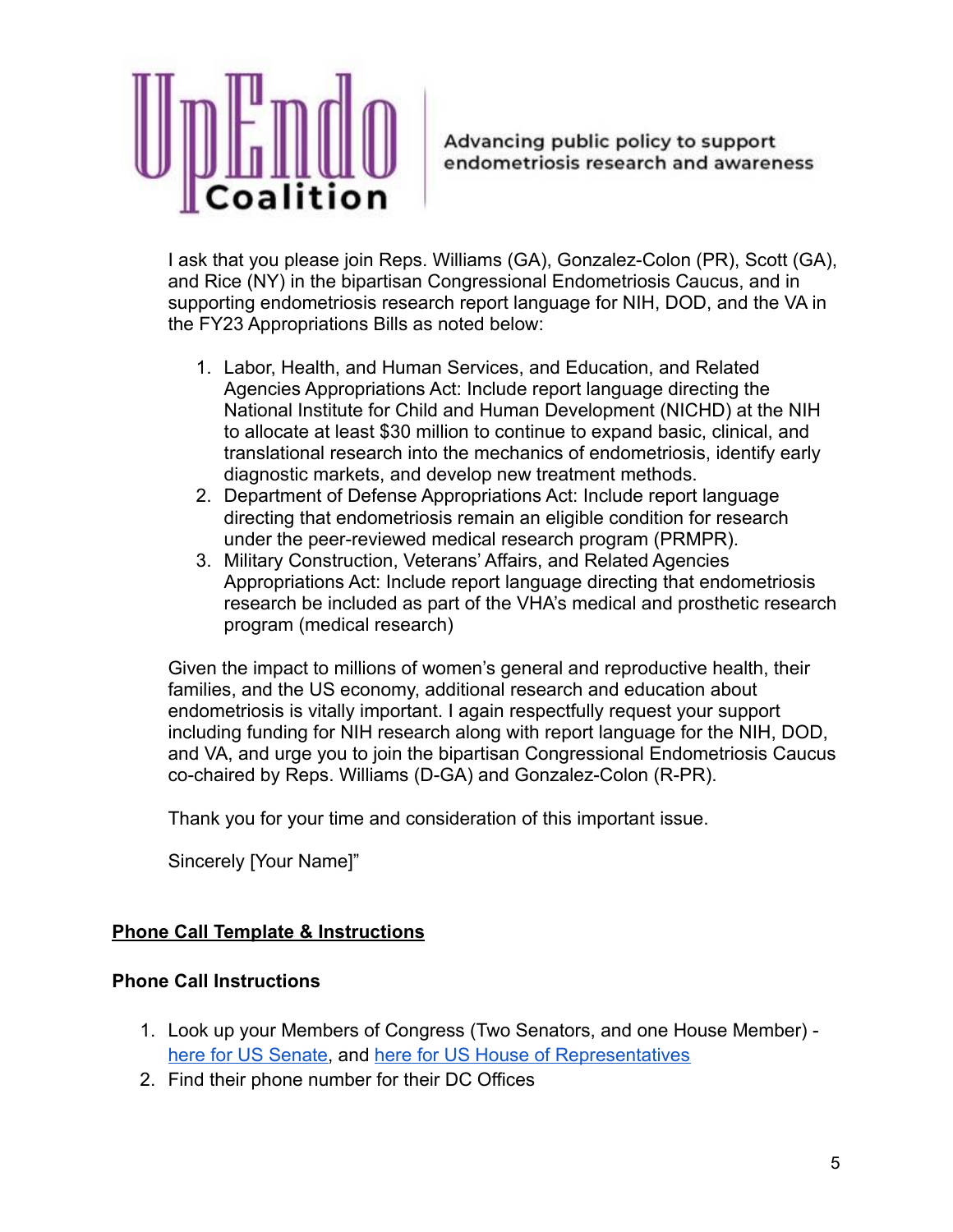UpEndo Coalition

Advancing public policy to support endometriosis research and awareness

I ask that you please join Reps. Williams (GA), Gonzalez-Colon (PR), Scott (GA), and Rice (NY) in the bipartisan Congressional Endometriosis Caucus, and in supporting endometriosis research report language for NIH, DOD, and the VA in the FY23 Appropriations Bills as noted below:

1. Labor, Health, and Human Services, and Education, and Related Agencies Appropriations Act: Include report language directing the National Institute for Child and Human Development (NICHD) at the NIH to allocate at least $30 million to continue to expand basic, clinical, and translational research into the mechanics of endometriosis, identify early diagnostic markets, and develop new treatment methods.
2. Department of Defense Appropriations Act: Include report language directing that endometriosis remain an eligible condition for research under the peer-reviewed medical research program (PRMPR).
3. Military Construction, Veterans' Affairs, and Related Agencies Appropriations Act: Include report language directing that endometriosis research be included as part of the VHA's medical and prosthetic research program (medical research)

Given the impact to millions of women's general and reproductive health, their families, and the US economy, additional research and education about endometriosis is vitally important. I again respectfully request your support including funding for NIH research along with report language for the NIH, DOD, and VA, and urge you to join the bipartisan Congressional Endometriosis Caucus co-chaired by Reps. Williams (D-GA) and Gonzalez-Colon (R-PR).

Thank you for your time and consideration of this important issue.

Sincerely [Your Name]"

## **Phone Call Template & Instructions**

### **Phone Call Instructions**

1. Look up your Members of Congress (Two Senators, and one House Member) - here for US Senate, and here for US House of Representatives
2. Find their phone number for their DC Offices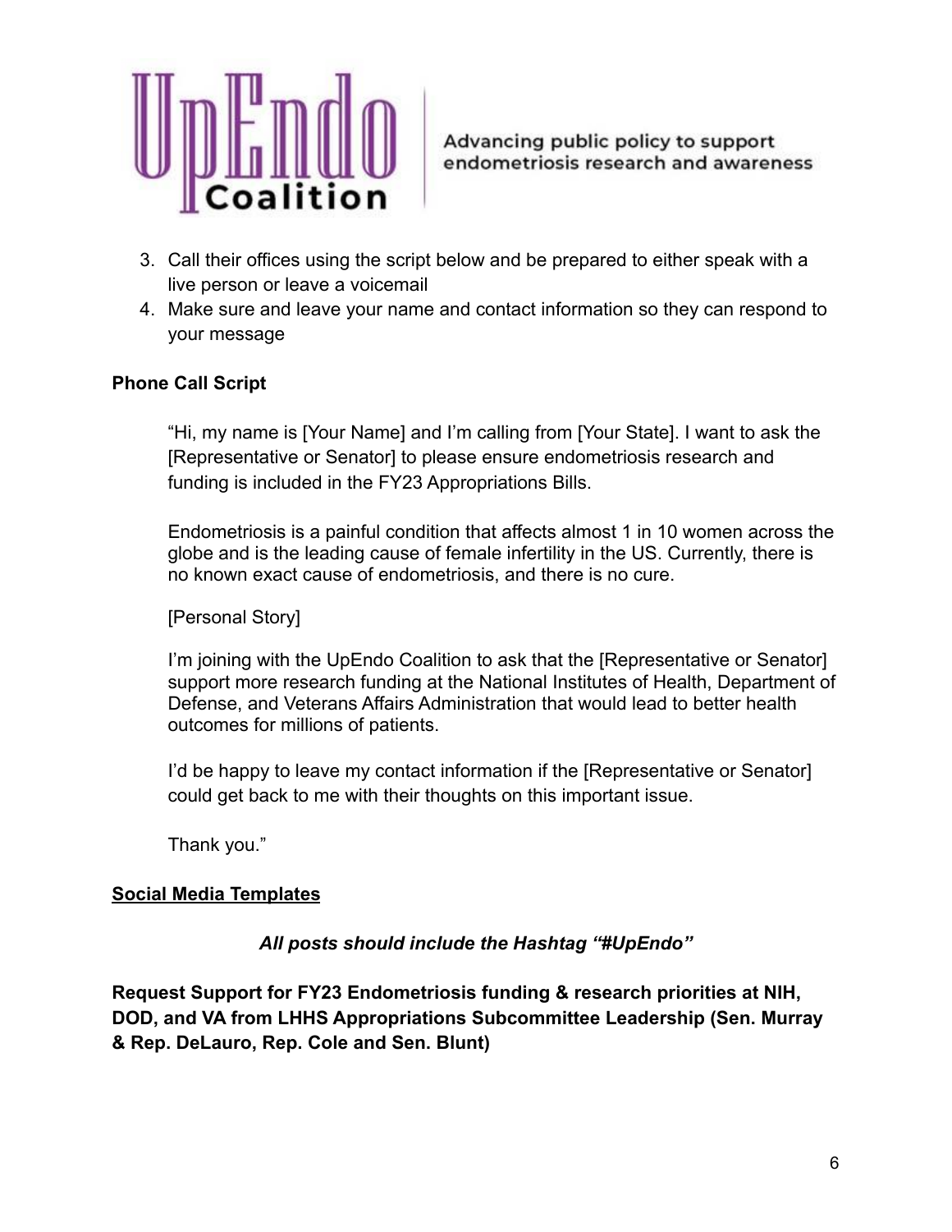3. Call their offices using the script below and be prepared to either speak with a live person or leave a voicemail
4. Make sure and leave your name and contact information so they can respond to your message

**Phone Call Script**

> "Hi, my name is [Your Name] and I'm calling from [Your State]. I want to ask the [Representative or Senator] to please ensure endometriosis research and funding is included in the FY23 Appropriations Bills.
>
> Endometriosis is a painful condition that affects almost 1 in 10 women across the globe and is the leading cause of female infertility in the US. Currently, there is no known exact cause of endometriosis, and there is no cure.
>
> [Personal Story]
>
> I'm joining with the UpEndo Coalition to ask that the [Representative or Senator] support more research funding at the National Institutes of Health, Department of Defense, and Veterans Affairs Administration that would lead to better health outcomes for millions of patients.
>
> I'd be happy to leave my contact information if the [Representative or Senator] could get back to me with their thoughts on this important issue.
>
> Thank you."

## Social Media Templates

***All posts should include the Hashtag "#UpEndo"***

**Request Support for FY23 Endometriosis funding & research priorities at NIH, DOD, and VA from LHHS Appropriations Subcommittee Leadership (Sen. Murray & Rep. DeLauro, Rep. Cole and Sen. Blunt)**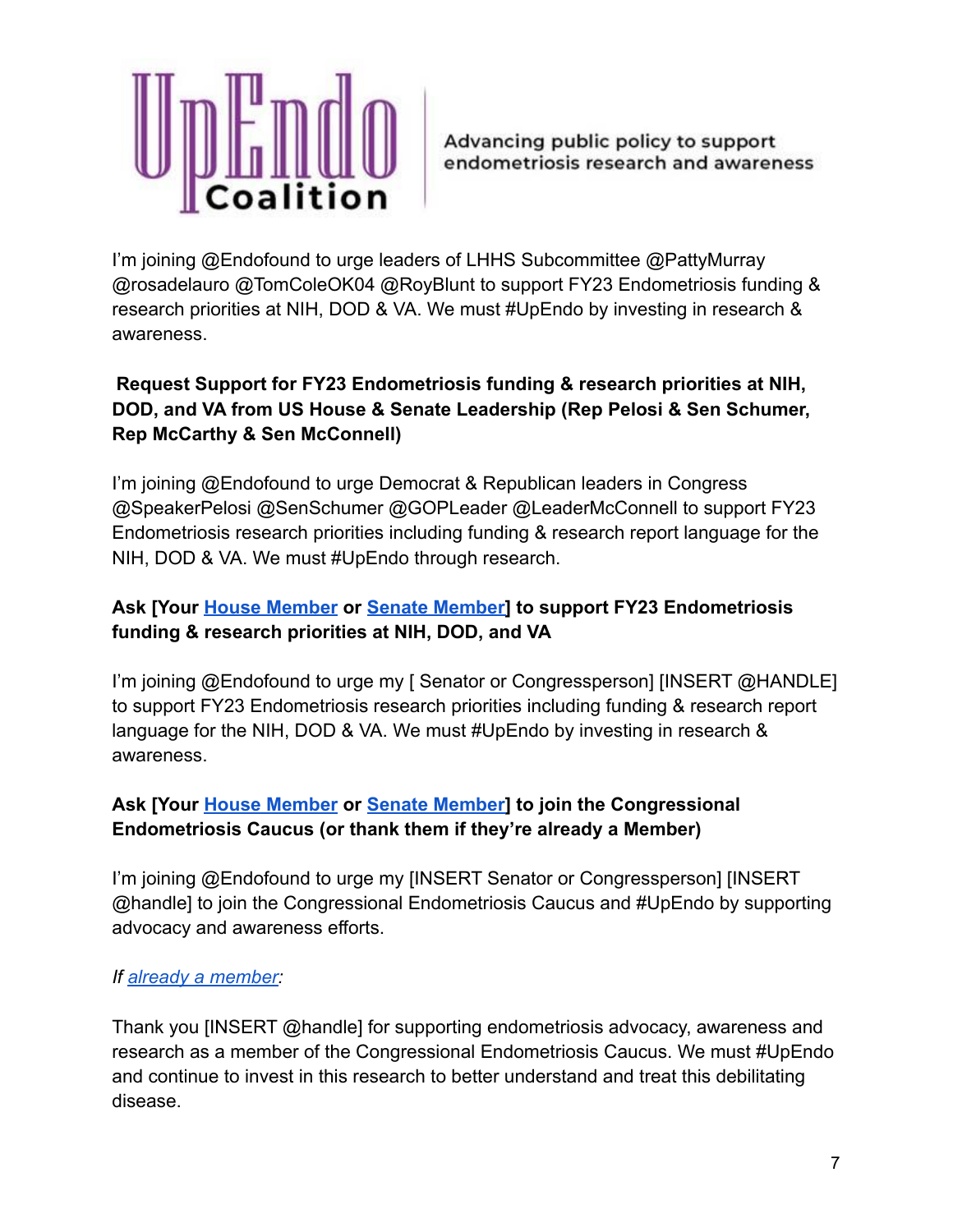UpEndo Coalition

Advancing public policy to support endometriosis research and awareness

I'm joining @Endofound to urge leaders of LHHS Subcommittee @PattyMurray @rosadelauro @TomColeOK04 @RoyBlunt to support FY23 Endometriosis funding & research priorities at NIH, DOD & VA. We must #UpEndo by investing in research & awareness.

**Request Support for FY23 Endometriosis funding & research priorities at NIH, DOD, and VA from US House & Senate Leadership (Rep Pelosi & Sen Schumer, Rep McCarthy & Sen McConnell)**

I'm joining @Endofound to urge Democrat & Republican leaders in Congress @SpeakerPelosi @SenSchumer @GOPLeader @LeaderMcConnell to support FY23 Endometriosis research priorities including funding & research report language for the NIH, DOD & VA. We must #UpEndo through research.

**Ask [Your House Member or Senate Member] to support FY23 Endometriosis funding & research priorities at NIH, DOD, and VA**

I'm joining @Endofound to urge my [ Senator or Congressperson] [INSERT @HANDLE] to support FY23 Endometriosis research priorities including funding & research report language for the NIH, DOD & VA. We must #UpEndo by investing in research & awareness.

**Ask [Your House Member or Senate Member] to join the Congressional Endometriosis Caucus (or thank them if they're already a Member)**

I'm joining @Endofound to urge my [INSERT Senator or Congressperson] [INSERT @handle] to join the Congressional Endometriosis Caucus and #UpEndo by supporting advocacy and awareness efforts.

*If already a member:*

Thank you [INSERT @handle] for supporting endometriosis advocacy, awareness and research as a member of the Congressional Endometriosis Caucus. We must #UpEndo and continue to invest in this research to better understand and treat this debilitating disease.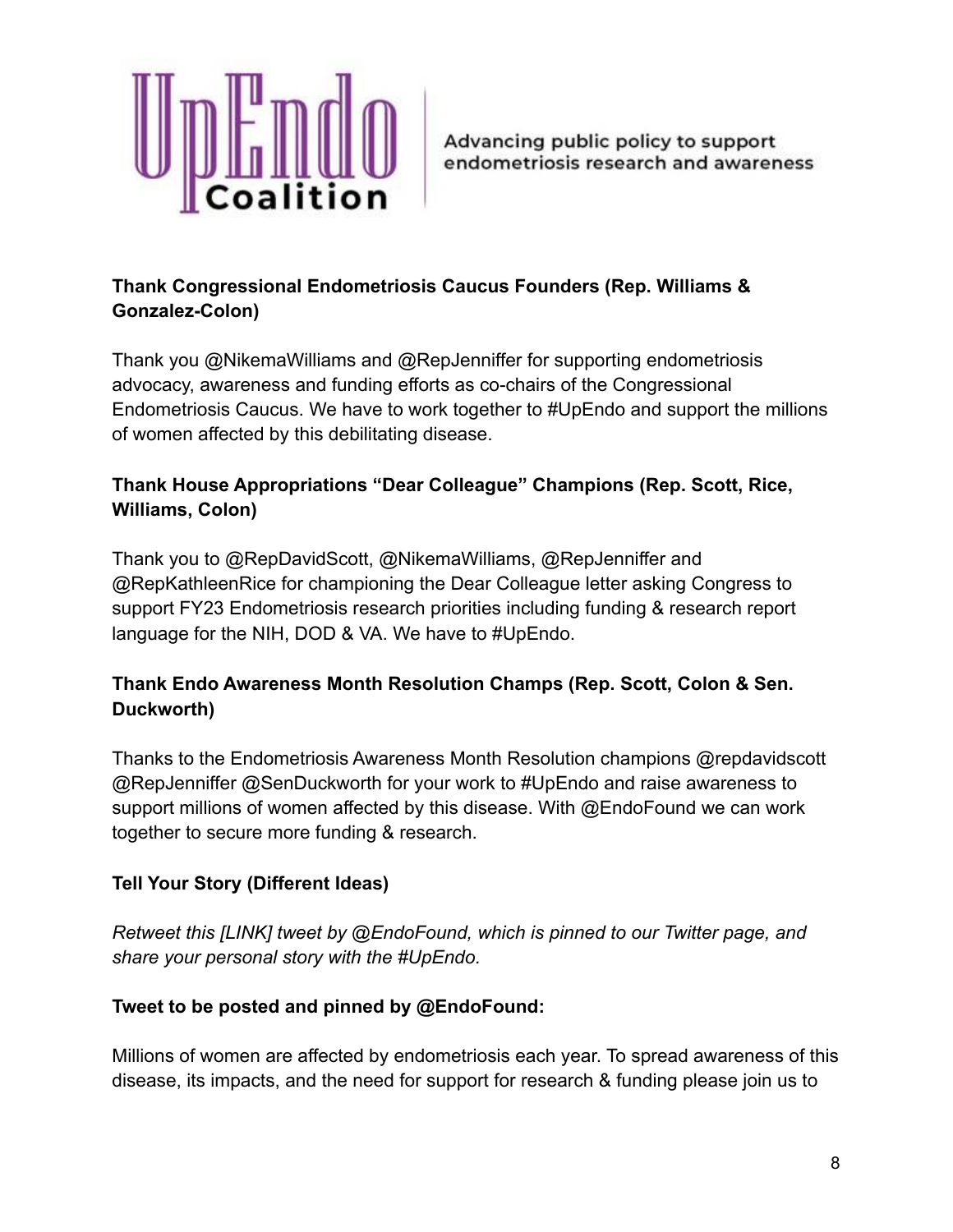UpEndo Coalition

Advancing public policy to support endometriosis research and awareness

**Thank Congressional Endometriosis Caucus Founders (Rep. Williams & Gonzalez-Colon)**

Thank you @NikemaWilliams and @RepJenniffer for supporting endometriosis advocacy, awareness and funding efforts as co-chairs of the Congressional Endometriosis Caucus. We have to work together to #UpEndo and support the millions of women affected by this debilitating disease.

**Thank House Appropriations "Dear Colleague" Champions (Rep. Scott, Rice, Williams, Colon)**

Thank you to @RepDavidScott, @NikemaWilliams, @RepJenniffer and @RepKathleenRice for championing the Dear Colleague letter asking Congress to support FY23 Endometriosis research priorities including funding & research report language for the NIH, DOD & VA. We have to #UpEndo.

**Thank Endo Awareness Month Resolution Champs (Rep. Scott, Colon & Sen. Duckworth)**

Thanks to the Endometriosis Awareness Month Resolution champions @repdavidscott @RepJenniffer @SenDuckworth for your work to #UpEndo and raise awareness to support millions of women affected by this disease. With @EndoFound we can work together to secure more funding & research.

**Tell Your Story (Different Ideas)**

*Retweet this [LINK] tweet by @EndoFound, which is pinned to our Twitter page, and share your personal story with the #UpEndo.*

**Tweet to be posted and pinned by @EndoFound:**

Millions of women are affected by endometriosis each year. To spread awareness of this disease, its impacts, and the need for support for research & funding please join us to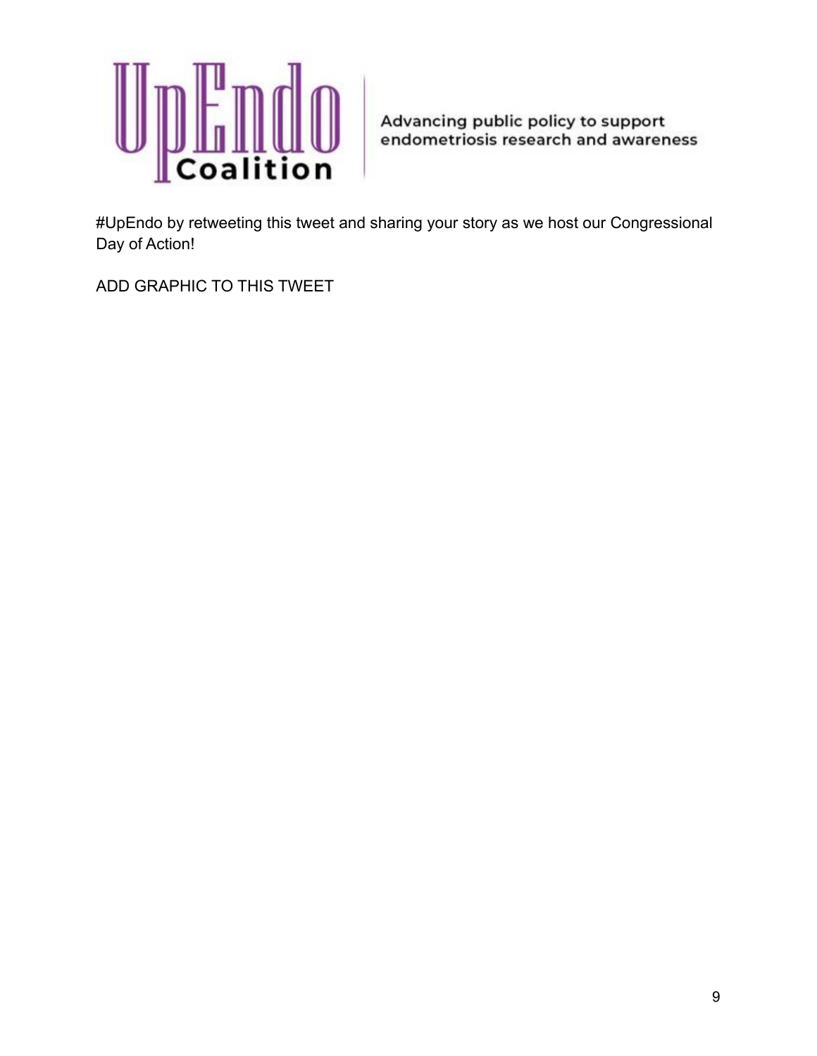UpEndo Coalition

Advancing public policy to support endometriosis research and awareness

#UpEndo by retweeting this tweet and sharing your story as we host our Congressional Day of Action!

ADD GRAPHIC TO THIS TWEET